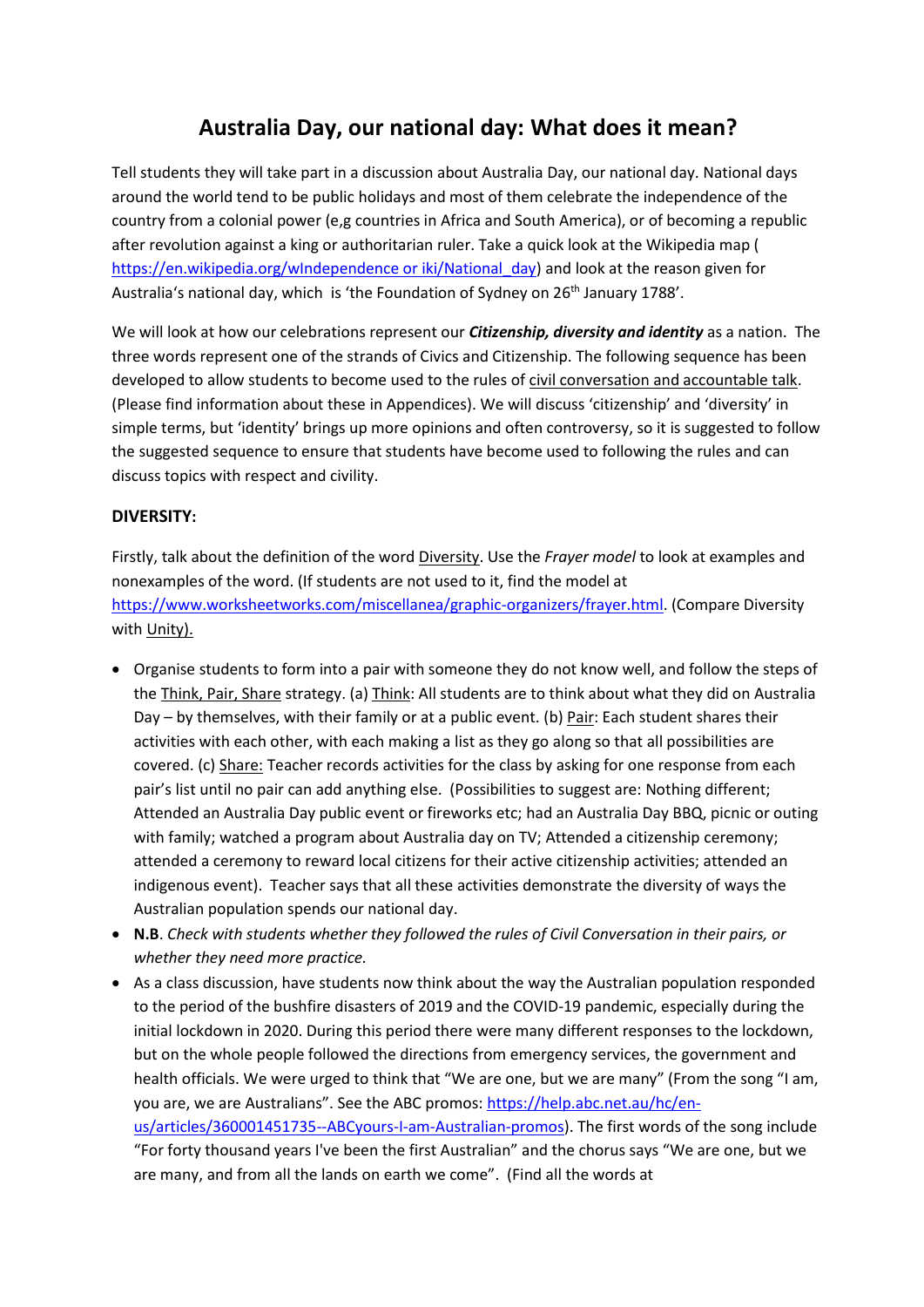# Australia Day, our national day: What does it mean?

Tell students they will take part in a discussion about Australia Day, our national day. National days around the world tend to be public holidays and most of them celebrate the independence of the country from a colonial power (e,g countries in Africa and South America), or of becoming a republic after revolution against a king or authoritarian ruler. Take a quick look at the Wikipedia map ( https://en.wikipedia.org/wIndependence or iki/National_day) and look at the reason given for Australia's national day, which is 'the Foundation of Sydney on 26th January 1788'.

We will look at how our celebrations represent our ***Citizenship, diversity and identity*** as a nation. The three words represent one of the strands of Civics and Citizenship. The following sequence has been developed to allow students to become used to the rules of civil conversation and accountable talk. (Please find information about these in Appendices). We will discuss 'citizenship' and 'diversity' in simple terms, but 'identity' brings up more opinions and often controversy, so it is suggested to follow the suggested sequence to ensure that students have become used to following the rules and can discuss topics with respect and civility.

**DIVERSITY:**

Firstly, talk about the definition of the word Diversity. Use the *Frayer model* to look at examples and nonexamples of the word. (If students are not used to it, find the model at https://www.worksheetworks.com/miscellanea/graphic-organizers/frayer.html. (Compare Diversity with Unity).

- Organise students to form into a pair with someone they do not know well, and follow the steps of the Think, Pair, Share strategy. (a) Think: All students are to think about what they did on Australia Day – by themselves, with their family or at a public event. (b) Pair: Each student shares their activities with each other, with each making a list as they go along so that all possibilities are covered. (c) Share: Teacher records activities for the class by asking for one response from each pair's list until no pair can add anything else. (Possibilities to suggest are: Nothing different; Attended an Australia Day public event or fireworks etc; had an Australia Day BBQ, picnic or outing with family; watched a program about Australia day on TV; Attended a citizenship ceremony; attended a ceremony to reward local citizens for their active citizenship activities; attended an indigenous event). Teacher says that all these activities demonstrate the diversity of ways the Australian population spends our national day.
- **N.B**. *Check with students whether they followed the rules of Civil Conversation in their pairs, or whether they need more practice.*
- As a class discussion, have students now think about the way the Australian population responded to the period of the bushfire disasters of 2019 and the COVID-19 pandemic, especially during the initial lockdown in 2020. During this period there were many different responses to the lockdown, but on the whole people followed the directions from emergency services, the government and health officials. We were urged to think that "We are one, but we are many" (From the song "I am, you are, we are Australians". See the ABC promos: https://help.abc.net.au/hc/en-us/articles/360001451735--ABCyours-I-am-Australian-promos). The first words of the song include "For forty thousand years I've been the first Australian" and the chorus says "We are one, but we are many, and from all the lands on earth we come". (Find all the words at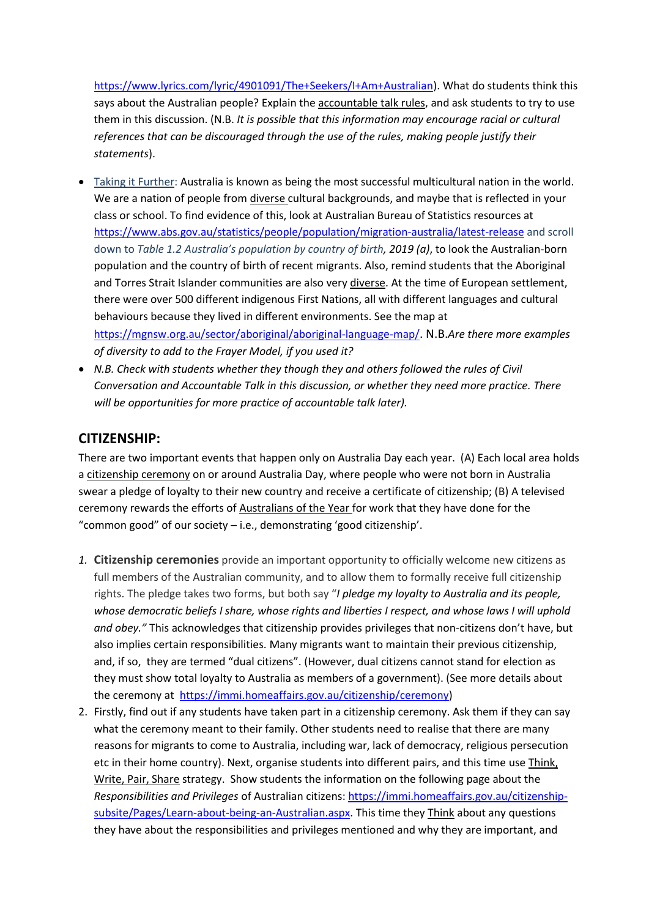https://www.lyrics.com/lyric/4901091/The+Seekers/I+Am+Australian). What do students think this says about the Australian people? Explain the accountable talk rules, and ask students to try to use them in this discussion. (N.B. *It is possible that this information may encourage racial or cultural references that can be discouraged through the use of the rules, making people justify their statements*).

- Taking it Further: Australia is known as being the most successful multicultural nation in the world. We are a nation of people from diverse cultural backgrounds, and maybe that is reflected in your class or school. To find evidence of this, look at Australian Bureau of Statistics resources at https://www.abs.gov.au/statistics/people/population/migration-australia/latest-release and scroll down to *Table 1.2 Australia's population by country of birth*, *2019 (a)*, to look the Australian-born population and the country of birth of recent migrants. Also, remind students that the Aboriginal and Torres Strait Islander communities are also very diverse. At the time of European settlement, there were over 500 different indigenous First Nations, all with different languages and cultural behaviours because they lived in different environments. See the map at https://mgnsw.org.au/sector/aboriginal/aboriginal-language-map/. N.B.*Are there more examples of diversity to add to the Frayer Model, if you used it?*
- *N.B. Check with students whether they though they and others followed the rules of Civil Conversation and Accountable Talk in this discussion, or whether they need more practice. There will be opportunities for more practice of accountable talk later).*

## CITIZENSHIP:

There are two important events that happen only on Australia Day each year. (A) Each local area holds a citizenship ceremony on or around Australia Day, where people who were not born in Australia swear a pledge of loyalty to their new country and receive a certificate of citizenship; (B) A televised ceremony rewards the efforts of Australians of the Year for work that they have done for the "common good" of our society – i.e., demonstrating 'good citizenship'.

1. **Citizenship ceremonies** provide an important opportunity to officially welcome new citizens as full members of the Australian community, and to allow them to formally receive full citizenship rights. The pledge takes two forms, but both say "*I pledge my loyalty to Australia and its people, whose democratic beliefs I share, whose rights and liberties I respect, and whose laws I will uphold and obey."* This acknowledges that citizenship provides privileges that non-citizens don't have, but also implies certain responsibilities. Many migrants want to maintain their previous citizenship, and, if so, they are termed "dual citizens". (However, dual citizens cannot stand for election as they must show total loyalty to Australia as members of a government). (See more details about the ceremony at https://immi.homeaffairs.gov.au/citizenship/ceremony)
2. Firstly, find out if any students have taken part in a citizenship ceremony. Ask them if they can say what the ceremony meant to their family. Other students need to realise that there are many reasons for migrants to come to Australia, including war, lack of democracy, religious persecution etc in their home country). Next, organise students into different pairs, and this time use Think, Write, Pair, Share strategy. Show students the information on the following page about the *Responsibilities and Privileges* of Australian citizens: https://immi.homeaffairs.gov.au/citizenship-subsite/Pages/Learn-about-being-an-Australian.aspx. This time they Think about any questions they have about the responsibilities and privileges mentioned and why they are important, and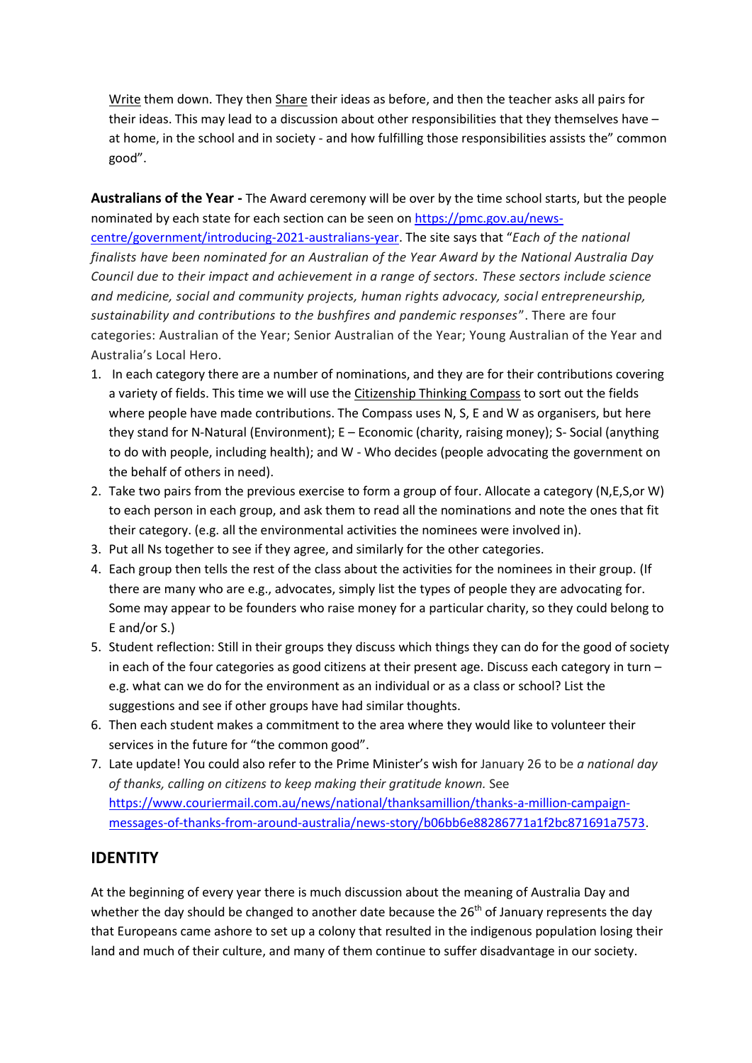Write them down. They then Share their ideas as before, and then the teacher asks all pairs for their ideas. This may lead to a discussion about other responsibilities that they themselves have – at home, in the school and in society - and how fulfilling those responsibilities assists the" common good".

**Australians of the Year -** The Award ceremony will be over by the time school starts, but the people nominated by each state for each section can be seen on https://pmc.gov.au/news-centre/government/introducing-2021-australians-year. The site says that "*Each of the national finalists have been nominated for an Australian of the Year Award by the National Australia Day Council due to their impact and achievement in a range of sectors. These sectors include science and medicine, social and community projects, human rights advocacy, social entrepreneurship, sustainability and contributions to the bushfires and pandemic responses*". There are four categories: Australian of the Year; Senior Australian of the Year; Young Australian of the Year and Australia's Local Hero.

1. In each category there are a number of nominations, and they are for their contributions covering a variety of fields. This time we will use the Citizenship Thinking Compass to sort out the fields where people have made contributions. The Compass uses N, S, E and W as organisers, but here they stand for N-Natural (Environment); E – Economic (charity, raising money); S- Social (anything to do with people, including health); and W - Who decides (people advocating the government on the behalf of others in need).
2. Take two pairs from the previous exercise to form a group of four. Allocate a category (N,E,S,or W) to each person in each group, and ask them to read all the nominations and note the ones that fit their category. (e.g. all the environmental activities the nominees were involved in).
3. Put all Ns together to see if they agree, and similarly for the other categories.
4. Each group then tells the rest of the class about the activities for the nominees in their group. (If there are many who are e.g., advocates, simply list the types of people they are advocating for. Some may appear to be founders who raise money for a particular charity, so they could belong to E and/or S.)
5. Student reflection: Still in their groups they discuss which things they can do for the good of society in each of the four categories as good citizens at their present age. Discuss each category in turn – e.g. what can we do for the environment as an individual or as a class or school? List the suggestions and see if other groups have had similar thoughts.
6. Then each student makes a commitment to the area where they would like to volunteer their services in the future for "the common good".
7. Late update! You could also refer to the Prime Minister's wish for January 26 to be *a national day of thanks, calling on citizens to keep making their gratitude known.* See https://www.couriermail.com.au/news/national/thanksamillion/thanks-a-million-campaign-messages-of-thanks-from-around-australia/news-story/b06bb6e88286771a1f2bc871691a7573.

## IDENTITY

At the beginning of every year there is much discussion about the meaning of Australia Day and whether the day should be changed to another date because the 26th of January represents the day that Europeans came ashore to set up a colony that resulted in the indigenous population losing their land and much of their culture, and many of them continue to suffer disadvantage in our society.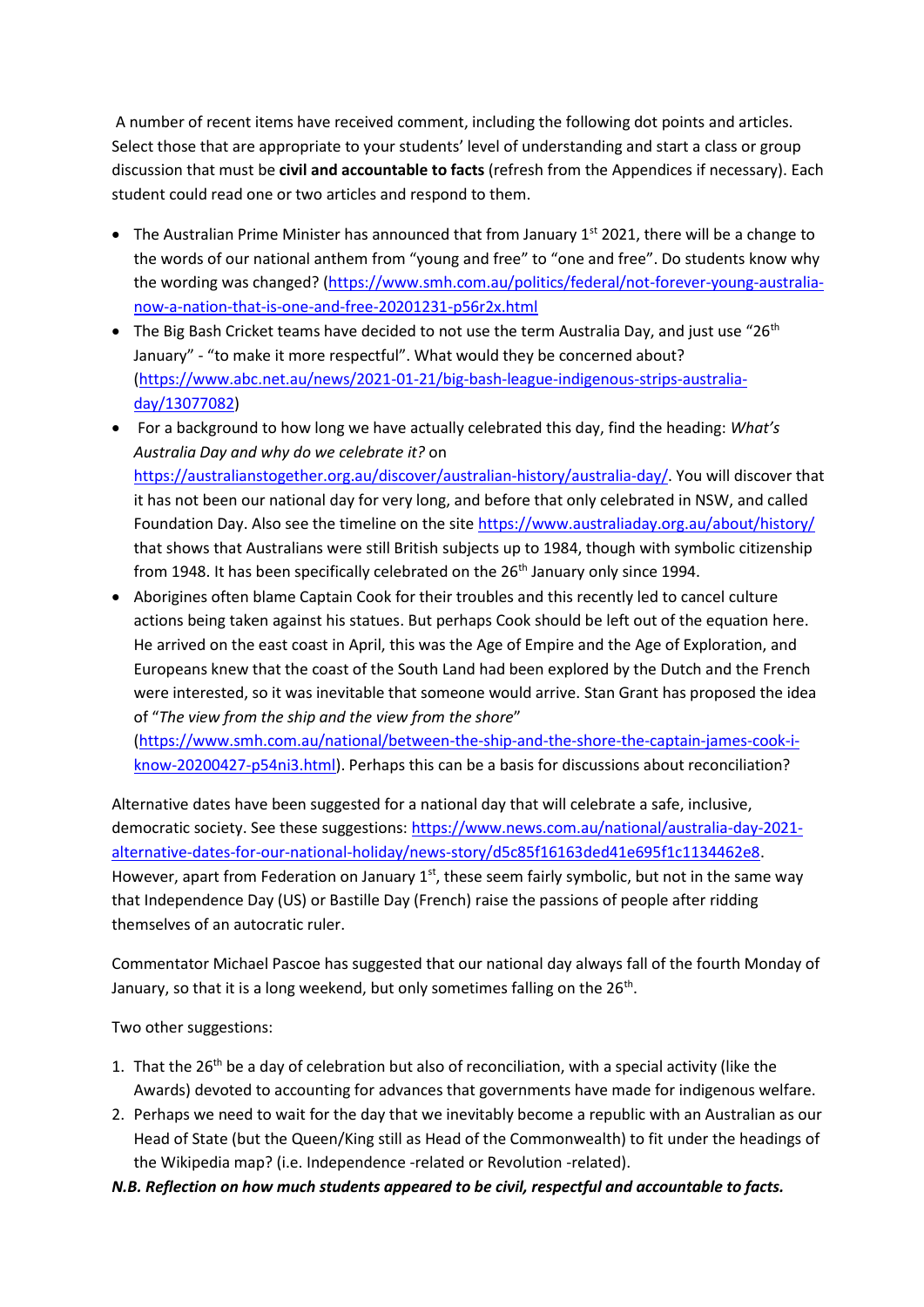A number of recent items have received comment, including the following dot points and articles. Select those that are appropriate to your students' level of understanding and start a class or group discussion that must be **civil and accountable to facts** (refresh from the Appendices if necessary). Each student could read one or two articles and respond to them.

- The Australian Prime Minister has announced that from January 1st 2021, there will be a change to the words of our national anthem from "young and free" to "one and free". Do students know why the wording was changed? (https://www.smh.com.au/politics/federal/not-forever-young-australia-now-a-nation-that-is-one-and-free-20201231-p56r2x.html
- The Big Bash Cricket teams have decided to not use the term Australia Day, and just use "26th January" - "to make it more respectful". What would they be concerned about? (https://www.abc.net.au/news/2021-01-21/big-bash-league-indigenous-strips-australia-day/13077082)
- For a background to how long we have actually celebrated this day, find the heading: *What's Australia Day and why do we celebrate it?* on https://australianstogether.org.au/discover/australian-history/australia-day/. You will discover that it has not been our national day for very long, and before that only celebrated in NSW, and called Foundation Day. Also see the timeline on the site https://www.australiaday.org.au/about/history/ that shows that Australians were still British subjects up to 1984, though with symbolic citizenship from 1948. It has been specifically celebrated on the 26th January only since 1994.
- Aborigines often blame Captain Cook for their troubles and this recently led to cancel culture actions being taken against his statues. But perhaps Cook should be left out of the equation here. He arrived on the east coast in April, this was the Age of Empire and the Age of Exploration, and Europeans knew that the coast of the South Land had been explored by the Dutch and the French were interested, so it was inevitable that someone would arrive. Stan Grant has proposed the idea of "*The view from the ship and the view from the shore*" (https://www.smh.com.au/national/between-the-ship-and-the-shore-the-captain-james-cook-i-know-20200427-p54ni3.html). Perhaps this can be a basis for discussions about reconciliation?

Alternative dates have been suggested for a national day that will celebrate a safe, inclusive, democratic society. See these suggestions: https://www.news.com.au/national/australia-day-2021-alternative-dates-for-our-national-holiday/news-story/d5c85f16163ded41e695f1c1134462e8. However, apart from Federation on January 1st, these seem fairly symbolic, but not in the same way that Independence Day (US) or Bastille Day (French) raise the passions of people after ridding themselves of an autocratic ruler.

Commentator Michael Pascoe has suggested that our national day always fall of the fourth Monday of January, so that it is a long weekend, but only sometimes falling on the 26th.

Two other suggestions:

1. That the 26th be a day of celebration but also of reconciliation, with a special activity (like the Awards) devoted to accounting for advances that governments have made for indigenous welfare.
2. Perhaps we need to wait for the day that we inevitably become a republic with an Australian as our Head of State (but the Queen/King still as Head of the Commonwealth) to fit under the headings of the Wikipedia map? (i.e. Independence -related or Revolution -related).

***N.B. Reflection on how much students appeared to be civil, respectful and accountable to facts.***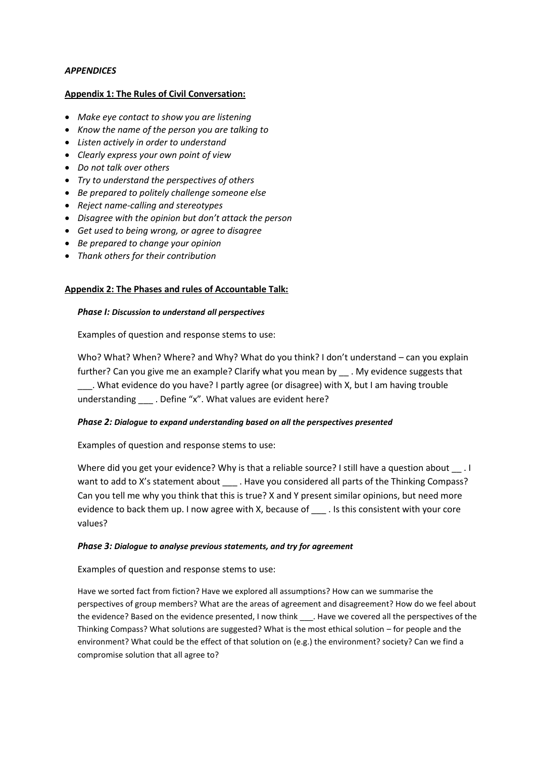***APPENDICES***

**Appendix 1: The Rules of Civil Conversation:**

- *Make eye contact to show you are listening*
- *Know the name of the person you are talking to*
- *Listen actively in order to understand*
- *Clearly express your own point of view*
- *Do not talk over others*
- *Try to understand the perspectives of others*
- *Be prepared to politely challenge someone else*
- *Reject name-calling and stereotypes*
- *Disagree with the opinion but don't attack the person*
- *Get used to being wrong, or agree to disagree*
- *Be prepared to change your opinion*
- *Thank others for their contribution*

**Appendix 2: The Phases and rules of Accountable Talk:**

***Phase I: Discussion to understand all perspectives***

Examples of question and response stems to use:

Who? What? When? Where? and Why? What do you think? I don't understand – can you explain further? Can you give me an example? Clarify what you mean by __ . My evidence suggests that ___. What evidence do you have? I partly agree (or disagree) with X, but I am having trouble understanding ___ . Define "x". What values are evident here?

***Phase 2: Dialogue to expand understanding based on all the perspectives presented***

Examples of question and response stems to use:

Where did you get your evidence? Why is that a reliable source? I still have a question about __ . I want to add to X's statement about ___ . Have you considered all parts of the Thinking Compass? Can you tell me why you think that this is true? X and Y present similar opinions, but need more evidence to back them up. I now agree with X, because of ___ . Is this consistent with your core values?

***Phase 3: Dialogue to analyse previous statements, and try for agreement***

Examples of question and response stems to use:

Have we sorted fact from fiction? Have we explored all assumptions? How can we summarise the perspectives of group members? What are the areas of agreement and disagreement? How do we feel about the evidence? Based on the evidence presented, I now think ___. Have we covered all the perspectives of the Thinking Compass? What solutions are suggested? What is the most ethical solution – for people and the environment? What could be the effect of that solution on (e.g.) the environment? society? Can we find a compromise solution that all agree to?